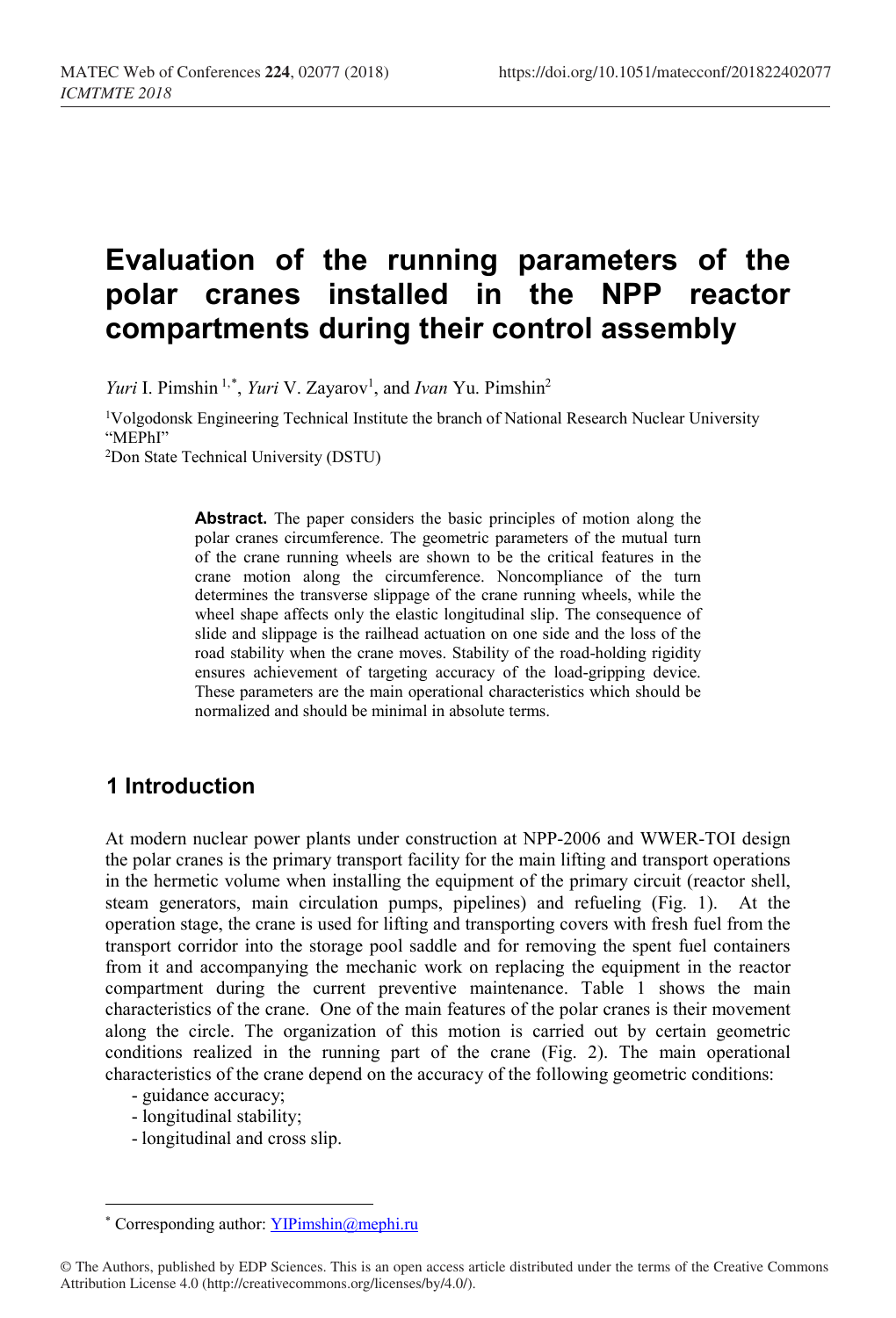# Evaluation of the running parameters of the polar cranes installed in the NPP reactor compartments during their control assembly

*Yuri* I. Pimshin [1,*], *Yuri* V. Zayarov[1], and *Ivan* Yu. Pimshin[2]

[1]Volgodonsk Engineering Technical Institute the branch of National Research Nuclear University "MEPhI"

[2]Don State Technical University (DSTU)

**Abstract.** The paper considers the basic principles of motion along the polar cranes circumference. The geometric parameters of the mutual turn of the crane running wheels are shown to be the critical features in the crane motion along the circumference. Noncompliance of the turn determines the transverse slippage of the crane running wheels, while the wheel shape affects only the elastic longitudinal slip. The consequence of slide and slippage is the railhead actuation on one side and the loss of the road stability when the crane moves. Stability of the road-holding rigidity ensures achievement of targeting accuracy of the load-gripping device. These parameters are the main operational characteristics which should be normalized and should be minimal in absolute terms.

## 1 Introduction

At modern nuclear power plants under construction at NPP-2006 and WWER-TOI design the polar cranes is the primary transport facility for the main lifting and transport operations in the hermetic volume when installing the equipment of the primary circuit (reactor shell, steam generators, main circulation pumps, pipelines) and refueling (Fig. 1). At the operation stage, the crane is used for lifting and transporting covers with fresh fuel from the transport corridor into the storage pool saddle and for removing the spent fuel containers from it and accompanying the mechanic work on replacing the equipment in the reactor compartment during the current preventive maintenance. Table 1 shows the main characteristics of the crane. One of the main features of the polar cranes is their movement along the circle. The organization of this motion is carried out by certain geometric conditions realized in the running part of the crane (Fig. 2). The main operational characteristics of the crane depend on the accuracy of the following geometric conditions:

- guidance accuracy;
- longitudinal stability;
- longitudinal and cross slip.

---

[*] Corresponding author: YIPimshin@mephi.ru

© The Authors, published by EDP Sciences. This is an open access article distributed under the terms of the Creative Commons Attribution License 4.0 (http://creativecommons.org/licenses/by/4.0/).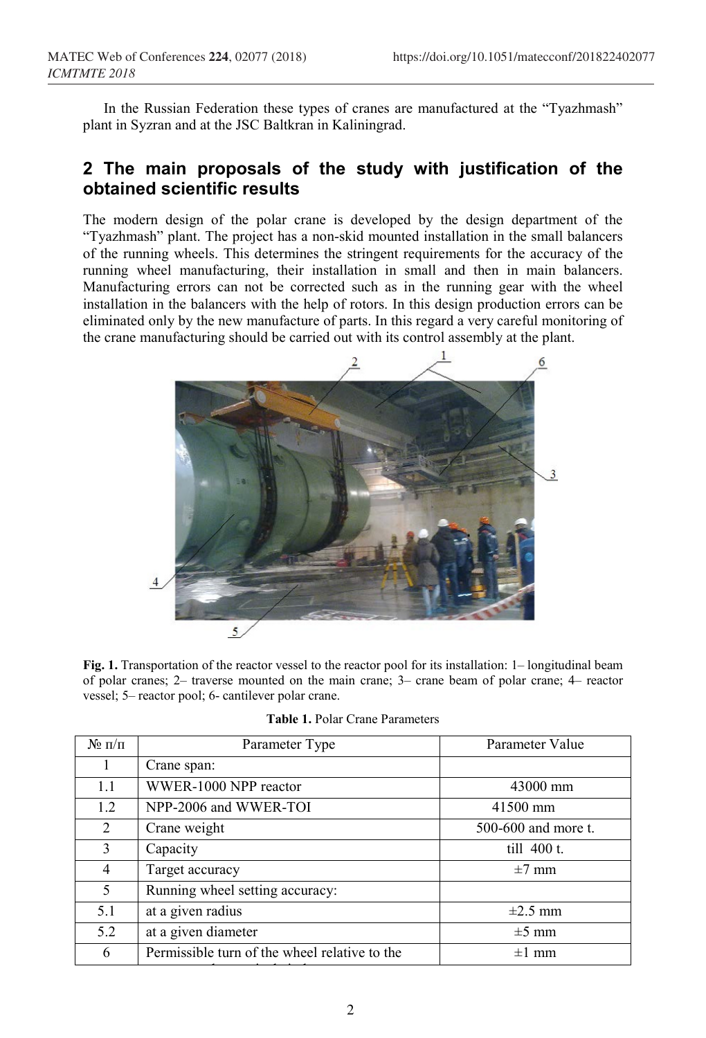In the Russian Federation these types of cranes are manufactured at the "Tyazhmash" plant in Syzran and at the JSC Baltkran in Kaliningrad.

## 2 The main proposals of the study with justification of the obtained scientific results

The modern design of the polar crane is developed by the design department of the "Tyazhmash" plant. The project has a non-skid mounted installation in the small balancers of the running wheels. This determines the stringent requirements for the accuracy of the running wheel manufacturing, their installation in small and then in main balancers. Manufacturing errors can not be corrected such as in the running gear with the wheel installation in the balancers with the help of rotors. In this design production errors can be eliminated only by the new manufacture of parts. In this regard a very careful monitoring of the crane manufacturing should be carried out with its control assembly at the plant.

**Fig. 1.** Transportation of the reactor vessel to the reactor pool for its installation: 1– longitudinal beam of polar cranes; 2– traverse mounted on the main crane; 3– crane beam of polar crane; 4– reactor vessel; 5– reactor pool; 6- cantilever polar crane.

**Table 1.** Polar Crane Parameters

| № п/п | Parameter Type | Parameter Value |
|---|---|---|
| 1 | Crane span: | |
| 1.1 | WWER-1000 NPP reactor | 43000 mm |
| 1.2 | NPP-2006 and WWER-TOI | 41500 mm |
| 2 | Crane weight | 500-600 and more t. |
| 3 | Capacity | till 400 t. |
| 4 | Target accuracy | ±7 mm |
| 5 | Running wheel setting accuracy: | |
| 5.1 | at a given radius | ±2.5 mm |
| 5.2 | at a given diameter | ±5 mm |
| 6 | Permissible turn of the wheel relative to the | ±1 mm |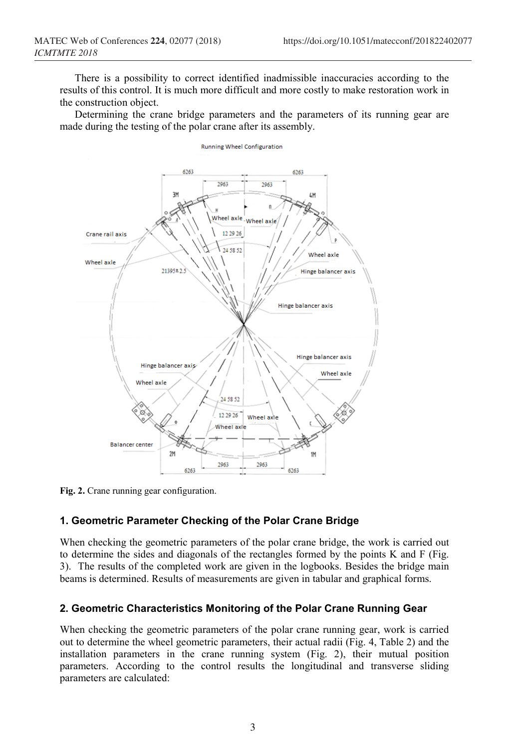There is a possibility to correct identified inadmissible inaccuracies according to the results of this control. It is much more difficult and more costly to make restoration work in the construction object.

Determining the crane bridge parameters and the parameters of its running gear are made during the testing of the polar crane after its assembly.

**Fig. 2.** Crane running gear configuration.

## 1. Geometric Parameter Checking of the Polar Crane Bridge

When checking the geometric parameters of the polar crane bridge, the work is carried out to determine the sides and diagonals of the rectangles formed by the points K and F (Fig. 3). The results of the completed work are given in the logbooks. Besides the bridge main beams is determined. Results of measurements are given in tabular and graphical forms.

## 2. Geometric Characteristics Monitoring of the Polar Crane Running Gear

When checking the geometric parameters of the polar crane running gear, work is carried out to determine the wheel geometric parameters, their actual radii (Fig. 4, Table 2) and the installation parameters in the crane running system (Fig. 2), their mutual position parameters. According to the control results the longitudinal and transverse sliding parameters are calculated: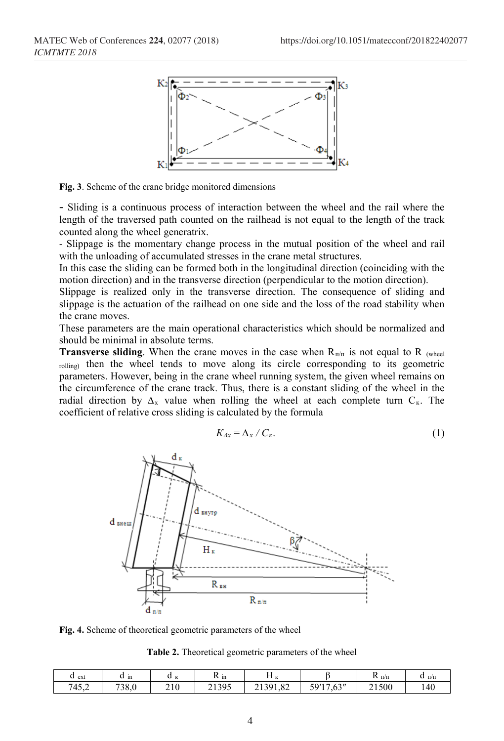Fig. 3. Scheme of the crane bridge monitored dimensions

- Sliding is a continuous process of interaction between the wheel and the rail where the length of the traversed path counted on the railhead is not equal to the length of the track counted along the wheel generatrix.

- Slippage is the momentary change process in the mutual position of the wheel and rail with the unloading of accumulated stresses in the crane metal structures.

In this case the sliding can be formed both in the longitudinal direction (coinciding with the motion direction) and in the transverse direction (perpendicular to the motion direction).

Slippage is realized only in the transverse direction. The consequence of sliding and slippage is the actuation of the railhead on one side and the loss of the road stability when the crane moves.

These parameters are the main operational characteristics which should be normalized and should be minimal in absolute terms.

**Transverse sliding**. When the crane moves in the case when $R_{п/п}$ is not equal to $R_{(wheel\ rolling)}$ then the wheel tends to move along its circle corresponding to its geometric parameters. However, being in the crane wheel running system, the given wheel remains on the circumference of the crane track. Thus, there is a constant sliding of the wheel in the radial direction by $\Delta_x$ value when rolling the wheel at each complete turn $C_к$. The coefficient of relative cross sliding is calculated by the formula

$$K_{\Delta x} = \Delta_x / C_к. \tag{1}$$

Fig. 4. Scheme of theoretical geometric parameters of the wheel

**Table 2.** Theoretical geometric parameters of the wheel

| $d_{ext}$ | $d_{in}$ | $d_к$ | $R_{in}$ | $H_к$ | β | $R_{п/п}$ | $d_{п/п}$ |
|---|---|---|---|---|---|---|---|
| 745,2 | 738,0 | 210 | 21395 | 21391,82 | 59′17,63″ | 21500 | 140 |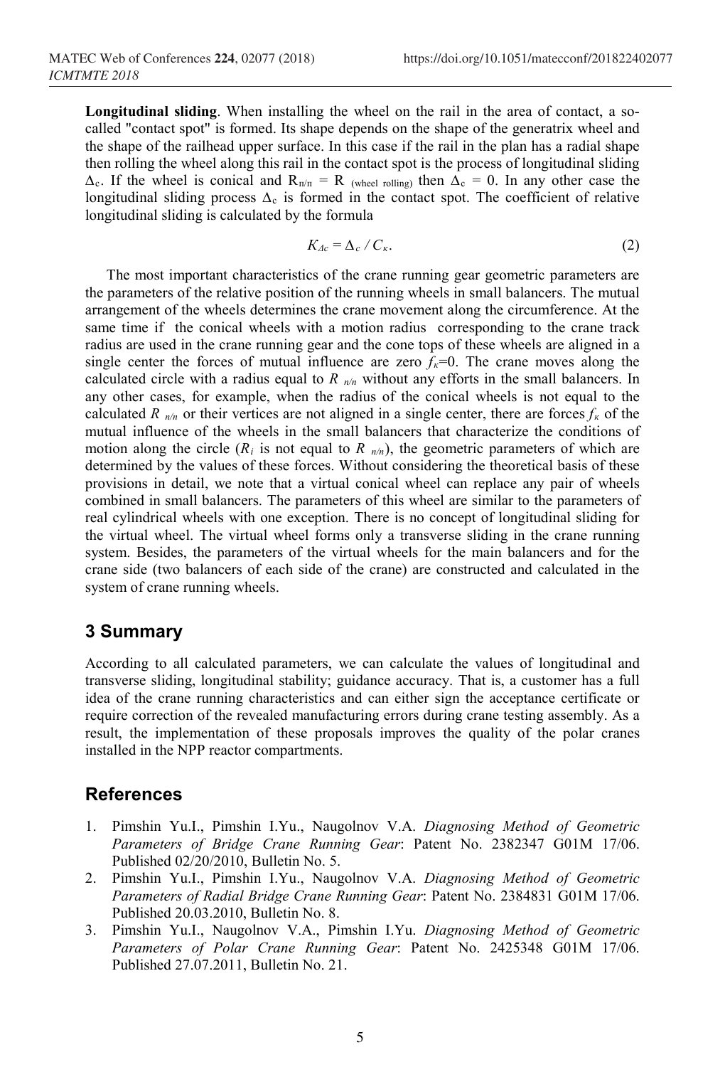**Longitudinal sliding**. When installing the wheel on the rail in the area of contact, a so-called "contact spot" is formed. Its shape depends on the shape of the generatrix wheel and the shape of the railhead upper surface. In this case if the rail in the plan has a radial shape then rolling the wheel along this rail in the contact spot is the process of longitudinal sliding $\Delta_c$. If the wheel is conical and $R_{п/п}$ = $R_{\text{(wheel rolling)}}$ then $\Delta_c = 0$. In any other case the longitudinal sliding process $\Delta_c$ is formed in the contact spot. The coefficient of relative longitudinal sliding is calculated by the formula

$$K_{\Delta c} = \Delta_c / C_к. \tag{2}$$

The most important characteristics of the crane running gear geometric parameters are the parameters of the relative position of the running wheels in small balancers. The mutual arrangement of the wheels determines the crane movement along the circumference. At the same time if the conical wheels with a motion radius corresponding to the crane track radius are used in the crane running gear and the cone tops of these wheels are aligned in a single center the forces of mutual influence are zero $f_к$=0. The crane moves along the calculated circle with a radius equal to $R_{n/n}$ without any efforts in the small balancers. In any other cases, for example, when the radius of the conical wheels is not equal to the calculated $R_{n/n}$ or their vertices are not aligned in a single center, there are forces $f_к$ of the mutual influence of the wheels in the small balancers that characterize the conditions of motion along the circle ($R_i$ is not equal to $R_{n/n}$), the geometric parameters of which are determined by the values of these forces. Without considering the theoretical basis of these provisions in detail, we note that a virtual conical wheel can replace any pair of wheels combined in small balancers. The parameters of this wheel are similar to the parameters of real cylindrical wheels with one exception. There is no concept of longitudinal sliding for the virtual wheel. The virtual wheel forms only a transverse sliding in the crane running system. Besides, the parameters of the virtual wheels for the main balancers and for the crane side (two balancers of each side of the crane) are constructed and calculated in the system of crane running wheels.

## 3 Summary

According to all calculated parameters, we can calculate the values of longitudinal and transverse sliding, longitudinal stability; guidance accuracy. That is, a customer has a full idea of the crane running characteristics and can either sign the acceptance certificate or require correction of the revealed manufacturing errors during crane testing assembly. As a result, the implementation of these proposals improves the quality of the polar cranes installed in the NPP reactor compartments.

## References

1. Pimshin Yu.I., Pimshin I.Yu., Naugolnov V.A. *Diagnosing Method of Geometric Parameters of Bridge Crane Running Gear*: Patent No. 2382347 G01M 17/06. Published 02/20/2010, Bulletin No. 5.
2. Pimshin Yu.I., Pimshin I.Yu., Naugolnov V.A. *Diagnosing Method of Geometric Parameters of Radial Bridge Crane Running Gear*: Patent No. 2384831 G01M 17/06. Published 20.03.2010, Bulletin No. 8.
3. Pimshin Yu.I., Naugolnov V.A., Pimshin I.Yu. *Diagnosing Method of Geometric Parameters of Polar Crane Running Gear*: Patent No. 2425348 G01M 17/06. Published 27.07.2011, Bulletin No. 21.